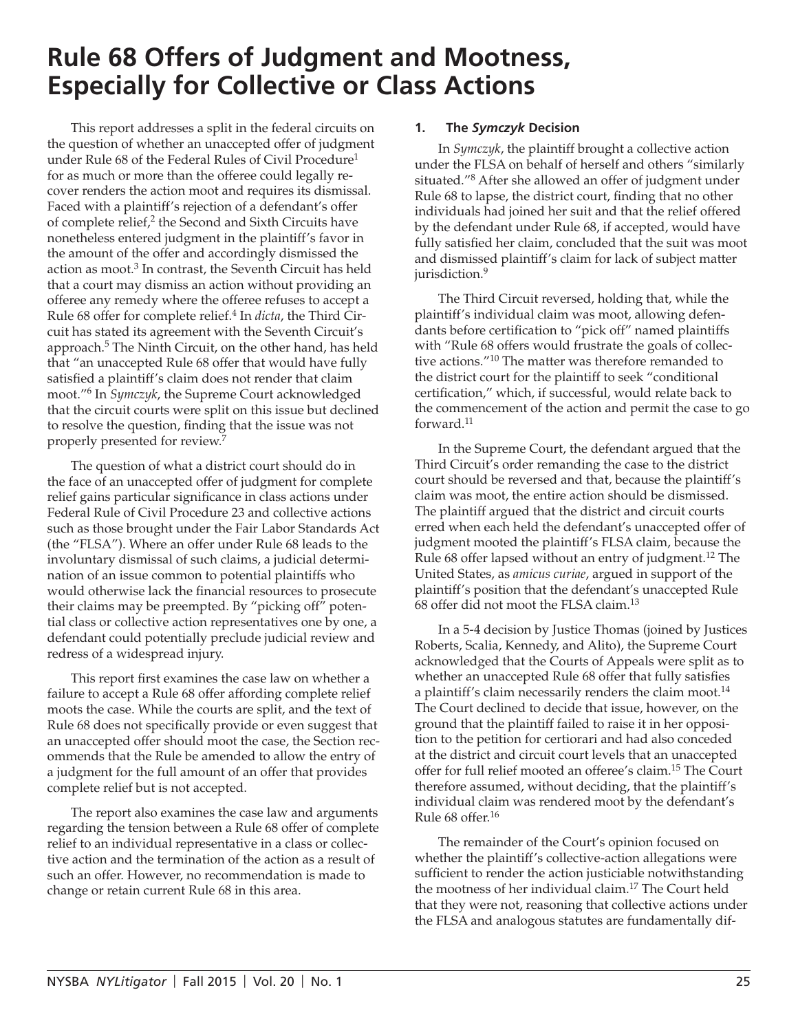# Rule 68 Offers of Judgment and Mootness, Especially for Collective or Class Actions

This report addresses a split in the federal circuits on the question of whether an unaccepted offer of judgment under Rule 68 of the Federal Rules of Civil Procedure[1] for as much or more than the offeree could legally recover renders the action moot and requires its dismissal. Faced with a plaintiff's rejection of a defendant's offer of complete relief,[2] the Second and Sixth Circuits have nonetheless entered judgment in the plaintiff's favor in the amount of the offer and accordingly dismissed the action as moot.[3] In contrast, the Seventh Circuit has held that a court may dismiss an action without providing an offeree any remedy where the offeree refuses to accept a Rule 68 offer for complete relief.[4] In *dicta*, the Third Circuit has stated its agreement with the Seventh Circuit's approach.[5] The Ninth Circuit, on the other hand, has held that "an unaccepted Rule 68 offer that would have fully satisfied a plaintiff's claim does not render that claim moot."[6] In *Symczyk*, the Supreme Court acknowledged that the circuit courts were split on this issue but declined to resolve the question, finding that the issue was not properly presented for review.[7]

The question of what a district court should do in the face of an unaccepted offer of judgment for complete relief gains particular significance in class actions under Federal Rule of Civil Procedure 23 and collective actions such as those brought under the Fair Labor Standards Act (the "FLSA"). Where an offer under Rule 68 leads to the involuntary dismissal of such claims, a judicial determination of an issue common to potential plaintiffs who would otherwise lack the financial resources to prosecute their claims may be preempted. By "picking off" potential class or collective action representatives one by one, a defendant could potentially preclude judicial review and redress of a widespread injury.

This report first examines the case law on whether a failure to accept a Rule 68 offer affording complete relief moots the case. While the courts are split, and the text of Rule 68 does not specifically provide or even suggest that an unaccepted offer should moot the case, the Section recommends that the Rule be amended to allow the entry of a judgment for the full amount of an offer that provides complete relief but is not accepted.

The report also examines the case law and arguments regarding the tension between a Rule 68 offer of complete relief to an individual representative in a class or collective action and the termination of the action as a result of such an offer. However, no recommendation is made to change or retain current Rule 68 in this area.

### 1. The *Symczyk* Decision

In *Symczyk*, the plaintiff brought a collective action under the FLSA on behalf of herself and others "similarly situated."[8] After she allowed an offer of judgment under Rule 68 to lapse, the district court, finding that no other individuals had joined her suit and that the relief offered by the defendant under Rule 68, if accepted, would have fully satisfied her claim, concluded that the suit was moot and dismissed plaintiff's claim for lack of subject matter jurisdiction.[9]

The Third Circuit reversed, holding that, while the plaintiff's individual claim was moot, allowing defendants before certification to "pick off" named plaintiffs with "Rule 68 offers would frustrate the goals of collective actions."[10] The matter was therefore remanded to the district court for the plaintiff to seek "conditional certification," which, if successful, would relate back to the commencement of the action and permit the case to go forward.[11]

In the Supreme Court, the defendant argued that the Third Circuit's order remanding the case to the district court should be reversed and that, because the plaintiff's claim was moot, the entire action should be dismissed. The plaintiff argued that the district and circuit courts erred when each held the defendant's unaccepted offer of judgment mooted the plaintiff's FLSA claim, because the Rule 68 offer lapsed without an entry of judgment.[12] The United States, as *amicus curiae*, argued in support of the plaintiff's position that the defendant's unaccepted Rule 68 offer did not moot the FLSA claim.[13]

In a 5-4 decision by Justice Thomas (joined by Justices Roberts, Scalia, Kennedy, and Alito), the Supreme Court acknowledged that the Courts of Appeals were split as to whether an unaccepted Rule 68 offer that fully satisfies a plaintiff's claim necessarily renders the claim moot.[14] The Court declined to decide that issue, however, on the ground that the plaintiff failed to raise it in her opposition to the petition for certiorari and had also conceded at the district and circuit court levels that an unaccepted offer for full relief mooted an offeree's claim.[15] The Court therefore assumed, without deciding, that the plaintiff's individual claim was rendered moot by the defendant's Rule 68 offer.[16]

The remainder of the Court's opinion focused on whether the plaintiff's collective-action allegations were sufficient to render the action justiciable notwithstanding the mootness of her individual claim.[17] The Court held that they were not, reasoning that collective actions under the FLSA and analogous statutes are fundamentally dif-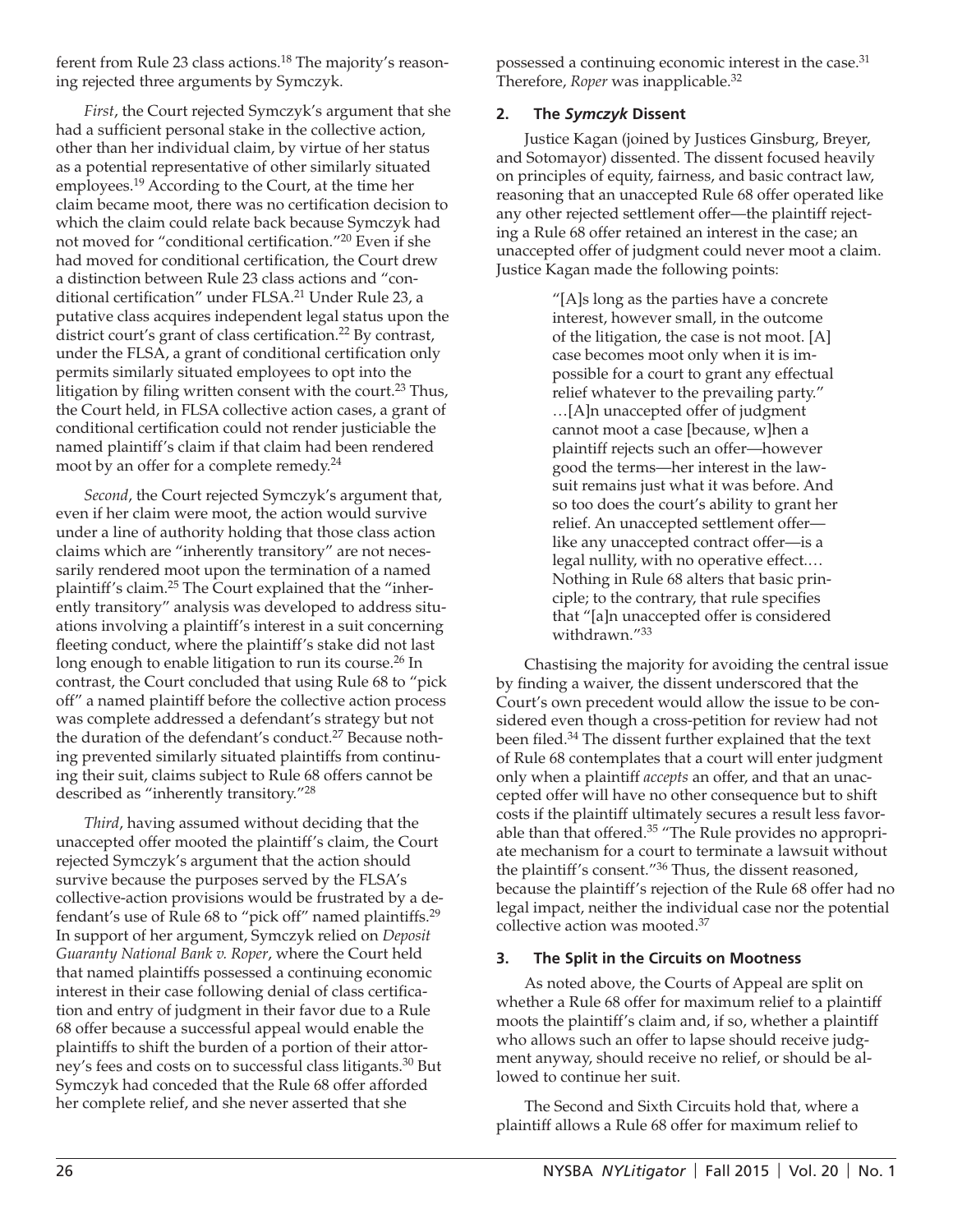ferent from Rule 23 class actions.[18] The majority's reasoning rejected three arguments by Symczyk.

*First*, the Court rejected Symczyk's argument that she had a sufficient personal stake in the collective action, other than her individual claim, by virtue of her status as a potential representative of other similarly situated employees.[19] According to the Court, at the time her claim became moot, there was no certification decision to which the claim could relate back because Symczyk had not moved for "conditional certification."[20] Even if she had moved for conditional certification, the Court drew a distinction between Rule 23 class actions and "conditional certification" under FLSA.[21] Under Rule 23, a putative class acquires independent legal status upon the district court's grant of class certification.[22] By contrast, under the FLSA, a grant of conditional certification only permits similarly situated employees to opt into the litigation by filing written consent with the court.[23] Thus, the Court held, in FLSA collective action cases, a grant of conditional certification could not render justiciable the named plaintiff's claim if that claim had been rendered moot by an offer for a complete remedy.[24]

*Second*, the Court rejected Symczyk's argument that, even if her claim were moot, the action would survive under a line of authority holding that those class action claims which are "inherently transitory" are not necessarily rendered moot upon the termination of a named plaintiff's claim.[25] The Court explained that the "inherently transitory" analysis was developed to address situations involving a plaintiff's interest in a suit concerning fleeting conduct, where the plaintiff's stake did not last long enough to enable litigation to run its course.[26] In contrast, the Court concluded that using Rule 68 to "pick off" a named plaintiff before the collective action process was complete addressed a defendant's strategy but not the duration of the defendant's conduct.[27] Because nothing prevented similarly situated plaintiffs from continuing their suit, claims subject to Rule 68 offers cannot be described as "inherently transitory."[28]

*Third*, having assumed without deciding that the unaccepted offer mooted the plaintiff's claim, the Court rejected Symczyk's argument that the action should survive because the purposes served by the FLSA's collective-action provisions would be frustrated by a defendant's use of Rule 68 to "pick off" named plaintiffs.[29] In support of her argument, Symczyk relied on *Deposit Guaranty National Bank v. Roper*, where the Court held that named plaintiffs possessed a continuing economic interest in their case following denial of class certification and entry of judgment in their favor due to a Rule 68 offer because a successful appeal would enable the plaintiffs to shift the burden of a portion of their attorney's fees and costs on to successful class litigants.[30] But Symczyk had conceded that the Rule 68 offer afforded her complete relief, and she never asserted that she possessed a continuing economic interest in the case.[31] Therefore, *Roper* was inapplicable.[32]

### 2. The *Symczyk* Dissent

Justice Kagan (joined by Justices Ginsburg, Breyer, and Sotomayor) dissented. The dissent focused heavily on principles of equity, fairness, and basic contract law, reasoning that an unaccepted Rule 68 offer operated like any other rejected settlement offer—the plaintiff rejecting a Rule 68 offer retained an interest in the case; an unaccepted offer of judgment could never moot a claim. Justice Kagan made the following points:

> "[A]s long as the parties have a concrete interest, however small, in the outcome of the litigation, the case is not moot. [A] case becomes moot only when it is impossible for a court to grant any effectual relief whatever to the prevailing party." …[A]n unaccepted offer of judgment cannot moot a case [because, w]hen a plaintiff rejects such an offer—however good the terms—her interest in the lawsuit remains just what it was before. And so too does the court's ability to grant her relief. An unaccepted settlement offer—like any unaccepted contract offer—is a legal nullity, with no operative effect.… Nothing in Rule 68 alters that basic principle; to the contrary, that rule specifies that "[a]n unaccepted offer is considered withdrawn."[33]

Chastising the majority for avoiding the central issue by finding a waiver, the dissent underscored that the Court's own precedent would allow the issue to be considered even though a cross-petition for review had not been filed.[34] The dissent further explained that the text of Rule 68 contemplates that a court will enter judgment only when a plaintiff *accepts* an offer, and that an unaccepted offer will have no other consequence but to shift costs if the plaintiff ultimately secures a result less favorable than that offered.[35] "The Rule provides no appropriate mechanism for a court to terminate a lawsuit without the plaintiff's consent."[36] Thus, the dissent reasoned, because the plaintiff's rejection of the Rule 68 offer had no legal impact, neither the individual case nor the potential collective action was mooted.[37]

### 3. The Split in the Circuits on Mootness

As noted above, the Courts of Appeal are split on whether a Rule 68 offer for maximum relief to a plaintiff moots the plaintiff's claim and, if so, whether a plaintiff who allows such an offer to lapse should receive judgment anyway, should receive no relief, or should be allowed to continue her suit.

The Second and Sixth Circuits hold that, where a plaintiff allows a Rule 68 offer for maximum relief to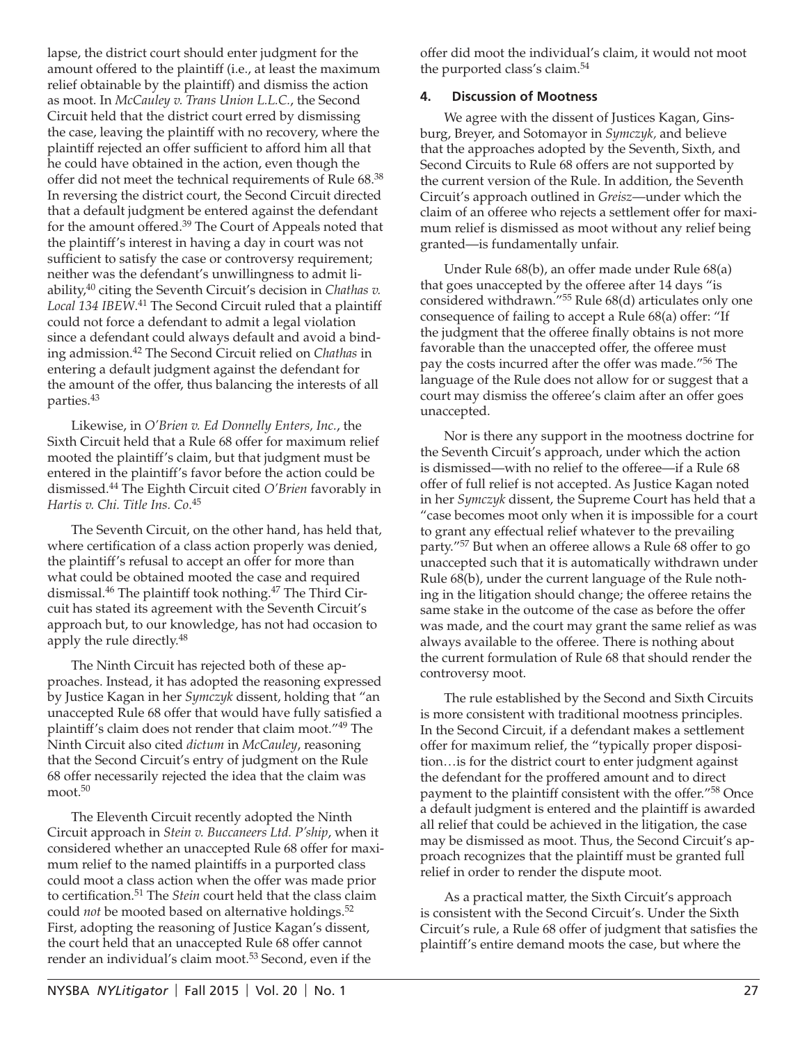lapse, the district court should enter judgment for the amount offered to the plaintiff (i.e., at least the maximum relief obtainable by the plaintiff) and dismiss the action as moot. In *McCauley v. Trans Union L.L.C.*, the Second Circuit held that the district court erred by dismissing the case, leaving the plaintiff with no recovery, where the plaintiff rejected an offer sufficient to afford him all that he could have obtained in the action, even though the offer did not meet the technical requirements of Rule 68.[38] In reversing the district court, the Second Circuit directed that a default judgment be entered against the defendant for the amount offered.[39] The Court of Appeals noted that the plaintiff's interest in having a day in court was not sufficient to satisfy the case or controversy requirement; neither was the defendant's unwillingness to admit liability,[40] citing the Seventh Circuit's decision in *Chathas v. Local 134 IBEW*.[41] The Second Circuit ruled that a plaintiff could not force a defendant to admit a legal violation since a defendant could always default and avoid a binding admission.[42] The Second Circuit relied on *Chathas* in entering a default judgment against the defendant for the amount of the offer, thus balancing the interests of all parties.[43]

Likewise, in *O'Brien v. Ed Donnelly Enters, Inc.*, the Sixth Circuit held that a Rule 68 offer for maximum relief mooted the plaintiff's claim, but that judgment must be entered in the plaintiff's favor before the action could be dismissed.[44] The Eighth Circuit cited *O'Brien* favorably in *Hartis v. Chi. Title Ins. Co*.[45]

The Seventh Circuit, on the other hand, has held that, where certification of a class action properly was denied, the plaintiff's refusal to accept an offer for more than what could be obtained mooted the case and required dismissal.[46] The plaintiff took nothing.[47] The Third Circuit has stated its agreement with the Seventh Circuit's approach but, to our knowledge, has not had occasion to apply the rule directly.[48]

The Ninth Circuit has rejected both of these approaches. Instead, it has adopted the reasoning expressed by Justice Kagan in her *Symczyk* dissent, holding that "an unaccepted Rule 68 offer that would have fully satisfied a plaintiff's claim does not render that claim moot."[49] The Ninth Circuit also cited *dictum* in *McCauley*, reasoning that the Second Circuit's entry of judgment on the Rule 68 offer necessarily rejected the idea that the claim was moot.[50]

The Eleventh Circuit recently adopted the Ninth Circuit approach in *Stein v. Buccaneers Ltd. P'ship*, when it considered whether an unaccepted Rule 68 offer for maximum relief to the named plaintiffs in a purported class could moot a class action when the offer was made prior to certification.[51] The *Stein* court held that the class claim could *not* be mooted based on alternative holdings.[52] First, adopting the reasoning of Justice Kagan's dissent, the court held that an unaccepted Rule 68 offer cannot render an individual's claim moot.[53] Second, even if the offer did moot the individual's claim, it would not moot the purported class's claim.[54]

### 4. Discussion of Mootness

We agree with the dissent of Justices Kagan, Ginsburg, Breyer, and Sotomayor in *Symczyk,* and believe that the approaches adopted by the Seventh, Sixth, and Second Circuits to Rule 68 offers are not supported by the current version of the Rule. In addition, the Seventh Circuit's approach outlined in *Greisz*—under which the claim of an offeree who rejects a settlement offer for maximum relief is dismissed as moot without any relief being granted—is fundamentally unfair.

Under Rule 68(b), an offer made under Rule 68(a) that goes unaccepted by the offeree after 14 days "is considered withdrawn."[55] Rule 68(d) articulates only one consequence of failing to accept a Rule 68(a) offer: "If the judgment that the offeree finally obtains is not more favorable than the unaccepted offer, the offeree must pay the costs incurred after the offer was made."[56] The language of the Rule does not allow for or suggest that a court may dismiss the offeree's claim after an offer goes unaccepted.

Nor is there any support in the mootness doctrine for the Seventh Circuit's approach, under which the action is dismissed—with no relief to the offeree—if a Rule 68 offer of full relief is not accepted. As Justice Kagan noted in her *Symczyk* dissent, the Supreme Court has held that a "case becomes moot only when it is impossible for a court to grant any effectual relief whatever to the prevailing party."[57] But when an offeree allows a Rule 68 offer to go unaccepted such that it is automatically withdrawn under Rule 68(b), under the current language of the Rule nothing in the litigation should change; the offeree retains the same stake in the outcome of the case as before the offer was made, and the court may grant the same relief as was always available to the offeree. There is nothing about the current formulation of Rule 68 that should render the controversy moot.

The rule established by the Second and Sixth Circuits is more consistent with traditional mootness principles. In the Second Circuit, if a defendant makes a settlement offer for maximum relief, the "typically proper disposition…is for the district court to enter judgment against the defendant for the proffered amount and to direct payment to the plaintiff consistent with the offer."[58] Once a default judgment is entered and the plaintiff is awarded all relief that could be achieved in the litigation, the case may be dismissed as moot. Thus, the Second Circuit's approach recognizes that the plaintiff must be granted full relief in order to render the dispute moot.

As a practical matter, the Sixth Circuit's approach is consistent with the Second Circuit's. Under the Sixth Circuit's rule, a Rule 68 offer of judgment that satisfies the plaintiff's entire demand moots the case, but where the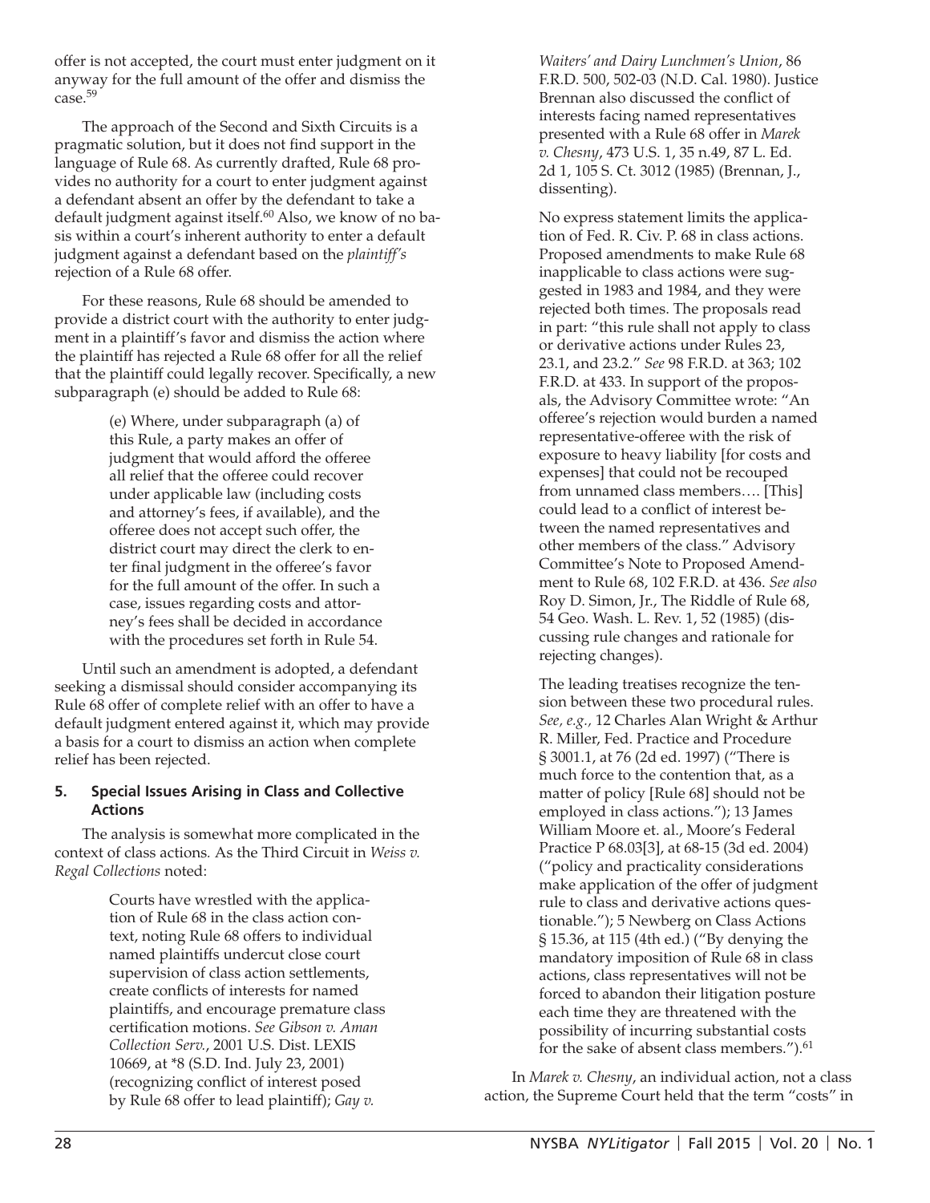offer is not accepted, the court must enter judgment on it anyway for the full amount of the offer and dismiss the case.[59]

The approach of the Second and Sixth Circuits is a pragmatic solution, but it does not find support in the language of Rule 68. As currently drafted, Rule 68 provides no authority for a court to enter judgment against a defendant absent an offer by the defendant to take a default judgment against itself.[60] Also, we know of no basis within a court's inherent authority to enter a default judgment against a defendant based on the *plaintiff's* rejection of a Rule 68 offer.

For these reasons, Rule 68 should be amended to provide a district court with the authority to enter judgment in a plaintiff's favor and dismiss the action where the plaintiff has rejected a Rule 68 offer for all the relief that the plaintiff could legally recover. Specifically, a new subparagraph (e) should be added to Rule 68:

> (e) Where, under subparagraph (a) of this Rule, a party makes an offer of judgment that would afford the offeree all relief that the offeree could recover under applicable law (including costs and attorney's fees, if available), and the offeree does not accept such offer, the district court may direct the clerk to enter final judgment in the offeree's favor for the full amount of the offer. In such a case, issues regarding costs and attorney's fees shall be decided in accordance with the procedures set forth in Rule 54.

Until such an amendment is adopted, a defendant seeking a dismissal should consider accompanying its Rule 68 offer of complete relief with an offer to have a default judgment entered against it, which may provide a basis for a court to dismiss an action when complete relief has been rejected.

### 5. Special Issues Arising in Class and Collective Actions

The analysis is somewhat more complicated in the context of class actions. As the Third Circuit in *Weiss v. Regal Collections* noted:

> Courts have wrestled with the application of Rule 68 in the class action context, noting Rule 68 offers to individual named plaintiffs undercut close court supervision of class action settlements, create conflicts of interests for named plaintiffs, and encourage premature class certification motions. *See Gibson v. Aman Collection Serv.*, 2001 U.S. Dist. LEXIS 10669, at *8 (S.D. Ind. July 23, 2001) (recognizing conflict of interest posed by Rule 68 offer to lead plaintiff); *Gay v. Waiters' and Dairy Lunchmen's Union*, 86 F.R.D. 500, 502-03 (N.D. Cal. 1980). Justice Brennan also discussed the conflict of interests facing named representatives presented with a Rule 68 offer in *Marek v. Chesny*, 473 U.S. 1, 35 n.49, 87 L. Ed. 2d 1, 105 S. Ct. 3012 (1985) (Brennan, J., dissenting).
>
> No express statement limits the application of Fed. R. Civ. P. 68 in class actions. Proposed amendments to make Rule 68 inapplicable to class actions were suggested in 1983 and 1984, and they were rejected both times. The proposals read in part: "this rule shall not apply to class or derivative actions under Rules 23, 23.1, and 23.2." *See* 98 F.R.D. at 363; 102 F.R.D. at 433. In support of the proposals, the Advisory Committee wrote: "An offeree's rejection would burden a named representative-offeree with the risk of exposure to heavy liability [for costs and expenses] that could not be recouped from unnamed class members…. [This] could lead to a conflict of interest between the named representatives and other members of the class." Advisory Committee's Note to Proposed Amendment to Rule 68, 102 F.R.D. at 436. *See also* Roy D. Simon, Jr., The Riddle of Rule 68, 54 Geo. Wash. L. Rev. 1, 52 (1985) (discussing rule changes and rationale for rejecting changes).
>
> The leading treatises recognize the tension between these two procedural rules. *See, e.g.,* 12 Charles Alan Wright & Arthur R. Miller, Fed. Practice and Procedure § 3001.1, at 76 (2d ed. 1997) ("There is much force to the contention that, as a matter of policy [Rule 68] should not be employed in class actions."); 13 James William Moore et. al., Moore's Federal Practice P 68.03[3], at 68-15 (3d ed. 2004) ("policy and practicality considerations make application of the offer of judgment rule to class and derivative actions questionable."); 5 Newberg on Class Actions § 15.36, at 115 (4th ed.) ("By denying the mandatory imposition of Rule 68 in class actions, class representatives will not be forced to abandon their litigation posture each time they are threatened with the possibility of incurring substantial costs for the sake of absent class members.").[61]

In *Marek v. Chesny*, an individual action, not a class action, the Supreme Court held that the term "costs" in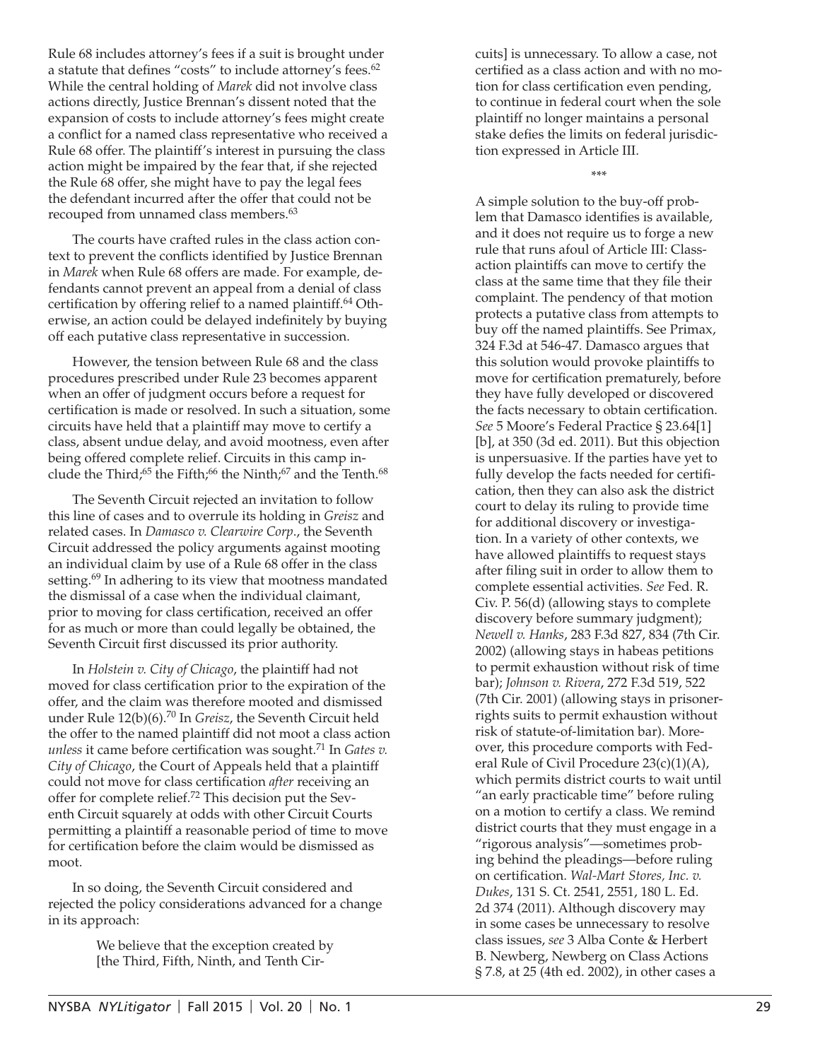Rule 68 includes attorney's fees if a suit is brought under a statute that defines "costs" to include attorney's fees.[62] While the central holding of *Marek* did not involve class actions directly, Justice Brennan's dissent noted that the expansion of costs to include attorney's fees might create a conflict for a named class representative who received a Rule 68 offer. The plaintiff's interest in pursuing the class action might be impaired by the fear that, if she rejected the Rule 68 offer, she might have to pay the legal fees the defendant incurred after the offer that could not be recouped from unnamed class members.[63]

The courts have crafted rules in the class action context to prevent the conflicts identified by Justice Brennan in *Marek* when Rule 68 offers are made. For example, defendants cannot prevent an appeal from a denial of class certification by offering relief to a named plaintiff.[64] Otherwise, an action could be delayed indefinitely by buying off each putative class representative in succession.

However, the tension between Rule 68 and the class procedures prescribed under Rule 23 becomes apparent when an offer of judgment occurs before a request for certification is made or resolved. In such a situation, some circuits have held that a plaintiff may move to certify a class, absent undue delay, and avoid mootness, even after being offered complete relief. Circuits in this camp include the Third;[65] the Fifth;[66] the Ninth;[67] and the Tenth.[68]

The Seventh Circuit rejected an invitation to follow this line of cases and to overrule its holding in *Greisz* and related cases. In *Damasco v. Clearwire Corp*., the Seventh Circuit addressed the policy arguments against mooting an individual claim by use of a Rule 68 offer in the class setting.[69] In adhering to its view that mootness mandated the dismissal of a case when the individual claimant, prior to moving for class certification, received an offer for as much or more than could legally be obtained, the Seventh Circuit first discussed its prior authority.

In *Holstein v. City of Chicago*, the plaintiff had not moved for class certification prior to the expiration of the offer, and the claim was therefore mooted and dismissed under Rule 12(b)(6).[70] In *Greisz*, the Seventh Circuit held the offer to the named plaintiff did not moot a class action *unless* it came before certification was sought.[71] In *Gates v. City of Chicago*, the Court of Appeals held that a plaintiff could not move for class certification *after* receiving an offer for complete relief.[72] This decision put the Seventh Circuit squarely at odds with other Circuit Courts permitting a plaintiff a reasonable period of time to move for certification before the claim would be dismissed as moot.

In so doing, the Seventh Circuit considered and rejected the policy considerations advanced for a change in its approach:

> We believe that the exception created by [the Third, Fifth, Ninth, and Tenth Circuits] is unnecessary. To allow a case, not certified as a class action and with no motion for class certification even pending, to continue in federal court when the sole plaintiff no longer maintains a personal stake defies the limits on federal jurisdiction expressed in Article III.
>
> \*\*\*
>
> A simple solution to the buy-off problem that Damasco identifies is available, and it does not require us to forge a new rule that runs afoul of Article III: Class-action plaintiffs can move to certify the class at the same time that they file their complaint. The pendency of that motion protects a putative class from attempts to buy off the named plaintiffs. See Primax, 324 F.3d at 546-47. Damasco argues that this solution would provoke plaintiffs to move for certification prematurely, before they have fully developed or discovered the facts necessary to obtain certification. *See* 5 Moore's Federal Practice § 23.64[1][b], at 350 (3d ed. 2011). But this objection is unpersuasive. If the parties have yet to fully develop the facts needed for certification, then they can also ask the district court to delay its ruling to provide time for additional discovery or investigation. In a variety of other contexts, we have allowed plaintiffs to request stays after filing suit in order to allow them to complete essential activities. *See* Fed. R. Civ. P. 56(d) (allowing stays to complete discovery before summary judgment); *Newell v. Hanks*, 283 F.3d 827, 834 (7th Cir. 2002) (allowing stays in habeas petitions to permit exhaustion without risk of time bar); *Johnson v. Rivera*, 272 F.3d 519, 522 (7th Cir. 2001) (allowing stays in prisoner-rights suits to permit exhaustion without risk of statute-of-limitation bar). Moreover, this procedure comports with Federal Rule of Civil Procedure 23(c)(1)(A), which permits district courts to wait until "an early practicable time" before ruling on a motion to certify a class. We remind district courts that they must engage in a "rigorous analysis"—sometimes probing behind the pleadings—before ruling on certification. *Wal-Mart Stores, Inc. v. Dukes*, 131 S. Ct. 2541, 2551, 180 L. Ed. 2d 374 (2011). Although discovery may in some cases be unnecessary to resolve class issues, *see* 3 Alba Conte & Herbert B. Newberg, Newberg on Class Actions § 7.8, at 25 (4th ed. 2002), in other cases a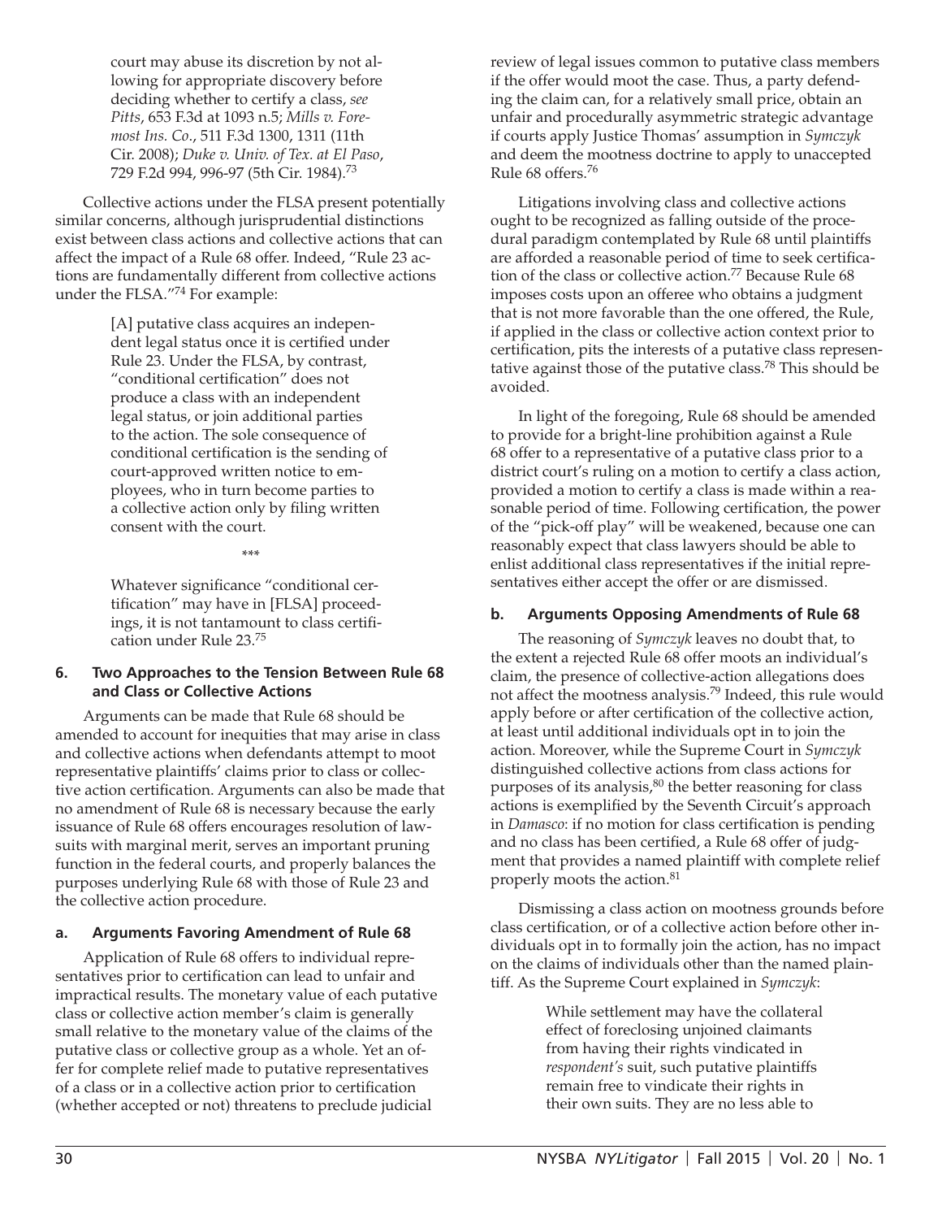court may abuse its discretion by not allowing for appropriate discovery before deciding whether to certify a class, *see Pitts*, 653 F.3d at 1093 n.5; *Mills v. Foremost Ins. Co*., 511 F.3d 1300, 1311 (11th Cir. 2008); *Duke v. Univ. of Tex. at El Paso*, 729 F.2d 994, 996-97 (5th Cir. 1984).[73]

Collective actions under the FLSA present potentially similar concerns, although jurisprudential distinctions exist between class actions and collective actions that can affect the impact of a Rule 68 offer. Indeed, "Rule 23 actions are fundamentally different from collective actions under the FLSA."[74] For example:

> [A] putative class acquires an independent legal status once it is certified under Rule 23. Under the FLSA, by contrast, "conditional certification" does not produce a class with an independent legal status, or join additional parties to the action. The sole consequence of conditional certification is the sending of court-approved written notice to employees, who in turn become parties to a collective action only by filing written consent with the court.
>
> ***
>
> Whatever significance "conditional certification" may have in [FLSA] proceedings, it is not tantamount to class certification under Rule 23.[75]

### 6. Two Approaches to the Tension Between Rule 68 and Class or Collective Actions

Arguments can be made that Rule 68 should be amended to account for inequities that may arise in class and collective actions when defendants attempt to moot representative plaintiffs' claims prior to class or collective action certification. Arguments can also be made that no amendment of Rule 68 is necessary because the early issuance of Rule 68 offers encourages resolution of lawsuits with marginal merit, serves an important pruning function in the federal courts, and properly balances the purposes underlying Rule 68 with those of Rule 23 and the collective action procedure.

#### a. Arguments Favoring Amendment of Rule 68

Application of Rule 68 offers to individual representatives prior to certification can lead to unfair and impractical results. The monetary value of each putative class or collective action member's claim is generally small relative to the monetary value of the claims of the putative class or collective group as a whole. Yet an offer for complete relief made to putative representatives of a class or in a collective action prior to certification (whether accepted or not) threatens to preclude judicial review of legal issues common to putative class members if the offer would moot the case. Thus, a party defending the claim can, for a relatively small price, obtain an unfair and procedurally asymmetric strategic advantage if courts apply Justice Thomas' assumption in *Symczyk* and deem the mootness doctrine to apply to unaccepted Rule 68 offers.[76]

Litigations involving class and collective actions ought to be recognized as falling outside of the procedural paradigm contemplated by Rule 68 until plaintiffs are afforded a reasonable period of time to seek certification of the class or collective action.[77] Because Rule 68 imposes costs upon an offeree who obtains a judgment that is not more favorable than the one offered, the Rule, if applied in the class or collective action context prior to certification, pits the interests of a putative class representative against those of the putative class.[78] This should be avoided.

In light of the foregoing, Rule 68 should be amended to provide for a bright-line prohibition against a Rule 68 offer to a representative of a putative class prior to a district court's ruling on a motion to certify a class action, provided a motion to certify a class is made within a reasonable period of time. Following certification, the power of the "pick-off play" will be weakened, because one can reasonably expect that class lawyers should be able to enlist additional class representatives if the initial representatives either accept the offer or are dismissed.

#### b. Arguments Opposing Amendments of Rule 68

The reasoning of *Symczyk* leaves no doubt that, to the extent a rejected Rule 68 offer moots an individual's claim, the presence of collective-action allegations does not affect the mootness analysis.[79] Indeed, this rule would apply before or after certification of the collective action, at least until additional individuals opt in to join the action. Moreover, while the Supreme Court in *Symczyk* distinguished collective actions from class actions for purposes of its analysis,[80] the better reasoning for class actions is exemplified by the Seventh Circuit's approach in *Damasco*: if no motion for class certification is pending and no class has been certified, a Rule 68 offer of judgment that provides a named plaintiff with complete relief properly moots the action.[81]

Dismissing a class action on mootness grounds before class certification, or of a collective action before other individuals opt in to formally join the action, has no impact on the claims of individuals other than the named plaintiff. As the Supreme Court explained in *Symczyk*:

> While settlement may have the collateral effect of foreclosing unjoined claimants from having their rights vindicated in *respondent's* suit, such putative plaintiffs remain free to vindicate their rights in their own suits. They are no less able to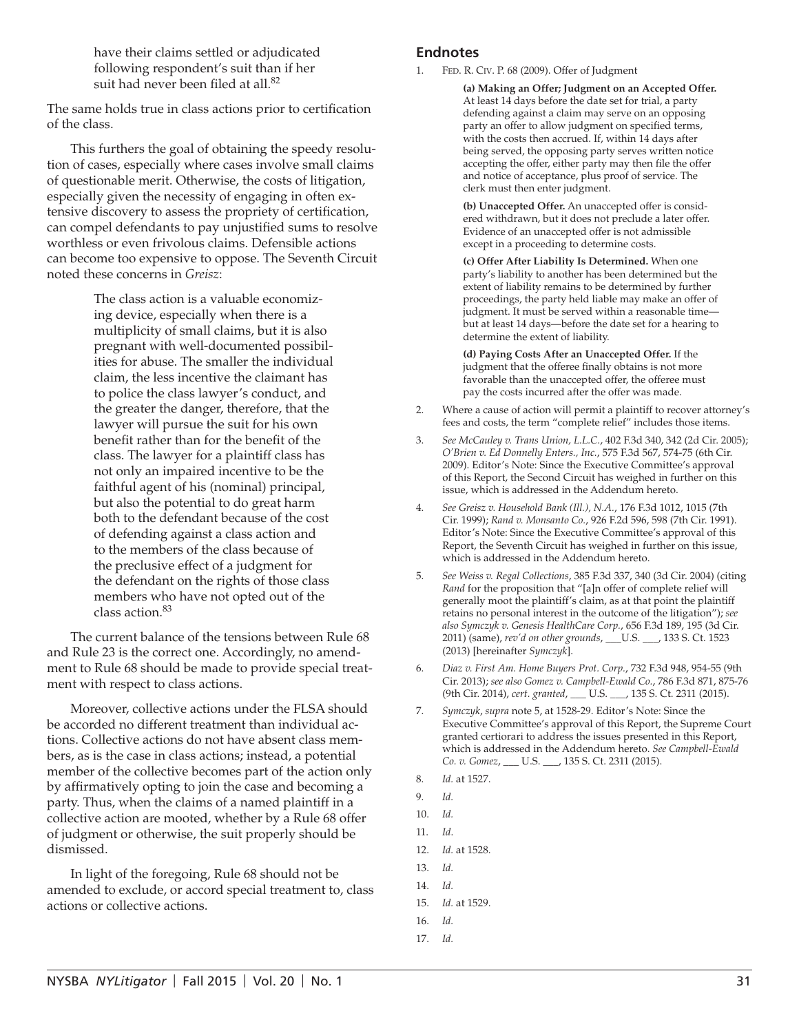have their claims settled or adjudicated following respondent's suit than if her suit had never been filed at all.[82]

The same holds true in class actions prior to certification of the class.

This furthers the goal of obtaining the speedy resolution of cases, especially where cases involve small claims of questionable merit. Otherwise, the costs of litigation, especially given the necessity of engaging in often extensive discovery to assess the propriety of certification, can compel defendants to pay unjustified sums to resolve worthless or even frivolous claims. Defensible actions can become too expensive to oppose. The Seventh Circuit noted these concerns in *Greisz*:

> The class action is a valuable economizing device, especially when there is a multiplicity of small claims, but it is also pregnant with well-documented possibilities for abuse. The smaller the individual claim, the less incentive the claimant has to police the class lawyer's conduct, and the greater the danger, therefore, that the lawyer will pursue the suit for his own benefit rather than for the benefit of the class. The lawyer for a plaintiff class has not only an impaired incentive to be the faithful agent of his (nominal) principal, but also the potential to do great harm both to the defendant because of the cost of defending against a class action and to the members of the class because of the preclusive effect of a judgment for the defendant on the rights of those class members who have not opted out of the class action.[83]

The current balance of the tensions between Rule 68 and Rule 23 is the correct one. Accordingly, no amendment to Rule 68 should be made to provide special treatment with respect to class actions.

Moreover, collective actions under the FLSA should be accorded no different treatment than individual actions. Collective actions do not have absent class members, as is the case in class actions; instead, a potential member of the collective becomes part of the action only by affirmatively opting to join the case and becoming a party. Thus, when the claims of a named plaintiff in a collective action are mooted, whether by a Rule 68 offer of judgment or otherwise, the suit properly should be dismissed.

In light of the foregoing, Rule 68 should not be amended to exclude, or accord special treatment to, class actions or collective actions.

## Endnotes

1. Fed. R. Civ. P. 68 (2009). Offer of Judgment

   **(a) Making an Offer; Judgment on an Accepted Offer.** At least 14 days before the date set for trial, a party defending against a claim may serve on an opposing party an offer to allow judgment on specified terms, with the costs then accrued. If, within 14 days after being served, the opposing party serves written notice accepting the offer, either party may then file the offer and notice of acceptance, plus proof of service. The clerk must then enter judgment.

   **(b) Unaccepted Offer.** An unaccepted offer is considered withdrawn, but it does not preclude a later offer. Evidence of an unaccepted offer is not admissible except in a proceeding to determine costs.

   **(c) Offer After Liability Is Determined.** When one party's liability to another has been determined but the extent of liability remains to be determined by further proceedings, the party held liable may make an offer of judgment. It must be served within a reasonable time—but at least 14 days—before the date set for a hearing to determine the extent of liability.

   **(d) Paying Costs After an Unaccepted Offer.** If the judgment that the offeree finally obtains is not more favorable than the unaccepted offer, the offeree must pay the costs incurred after the offer was made.

2. Where a cause of action will permit a plaintiff to recover attorney's fees and costs, the term "complete relief" includes those items.
3. *See McCauley v. Trans Union, L.L.C.*, 402 F.3d 340, 342 (2d Cir. 2005); *O'Brien v. Ed Donnelly Enters., Inc.*, 575 F.3d 567, 574-75 (6th Cir. 2009). Editor's Note: Since the Executive Committee's approval of this Report, the Second Circuit has weighed in further on this issue, which is addressed in the Addendum hereto.
4. *See Greisz v. Household Bank (Ill.), N.A.*, 176 F.3d 1012, 1015 (7th Cir. 1999); *Rand v. Monsanto Co.*, 926 F.2d 596, 598 (7th Cir. 1991). Editor's Note: Since the Executive Committee's approval of this Report, the Seventh Circuit has weighed in further on this issue, which is addressed in the Addendum hereto.
5. *See Weiss v. Regal Collections*, 385 F.3d 337, 340 (3d Cir. 2004) (citing *Rand* for the proposition that "[a]n offer of complete relief will generally moot the plaintiff's claim, as at that point the plaintiff retains no personal interest in the outcome of the litigation"); *see also Symczyk v. Genesis HealthCare Corp.*, 656 F.3d 189, 195 (3d Cir. 2011) (same), *rev'd on other grounds*, ___U.S. ___, 133 S. Ct. 1523 (2013) [hereinafter *Symczyk*].
6. *Diaz v. First Am. Home Buyers Prot. Corp.*, 732 F.3d 948, 954-55 (9th Cir. 2013); *see also Gomez v. Campbell-Ewald Co.*, 786 F.3d 871, 875-76 (9th Cir. 2014), *cert. granted*, ___ U.S. ___, 135 S. Ct. 2311 (2015).
7. *Symczyk*, *supra* note 5, at 1528-29. Editor's Note: Since the Executive Committee's approval of this Report, the Supreme Court granted certiorari to address the issues presented in this Report, which is addressed in the Addendum hereto. *See Campbell-Ewald Co. v. Gomez*, ___ U.S. ___, 135 S. Ct. 2311 (2015).
8. *Id.* at 1527.
9. *Id.*
10. *Id.*
11. *Id.*
12. *Id.* at 1528.
13. *Id.*
14. *Id.*
15. *Id.* at 1529.
16. *Id.*
17. *Id.*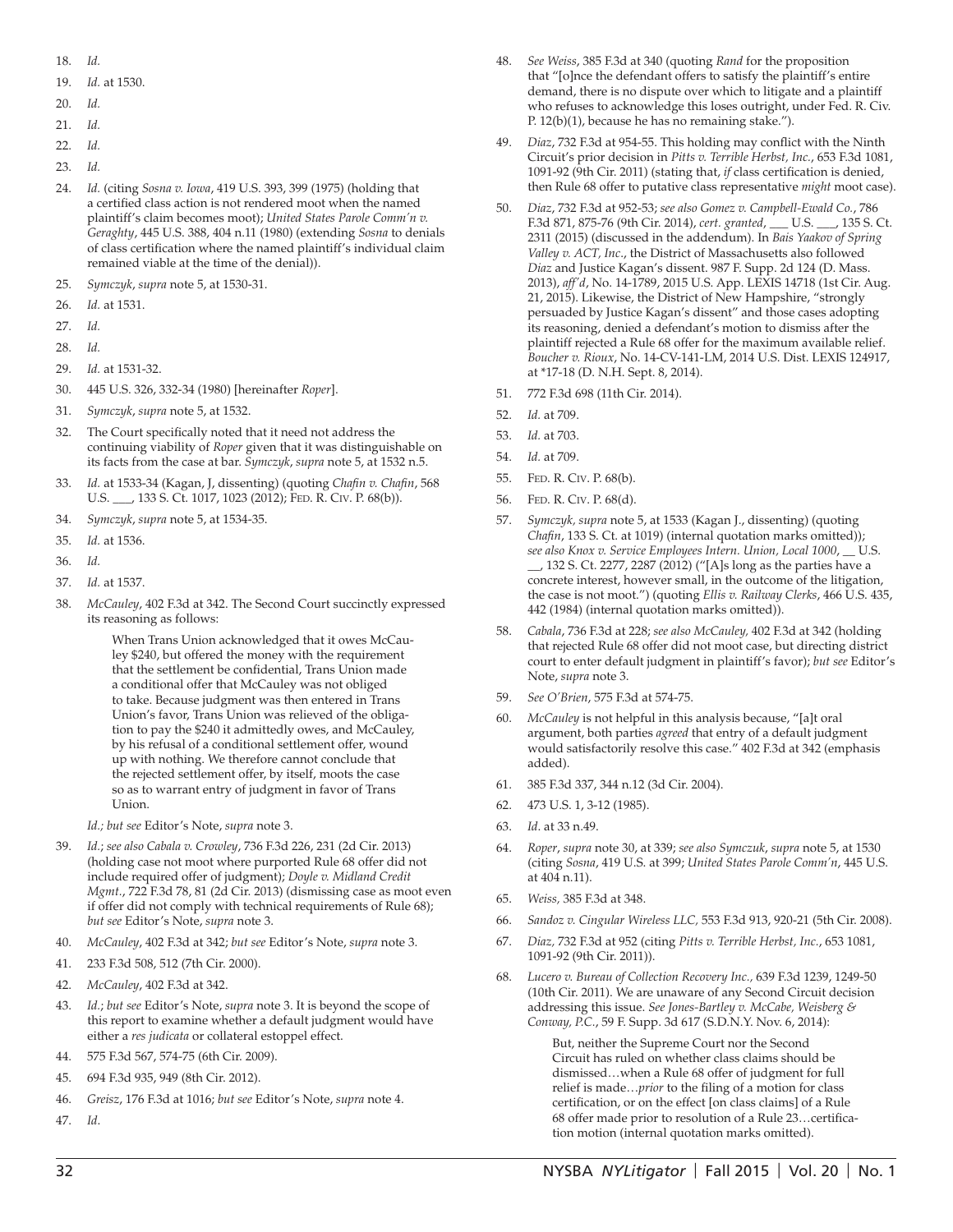18. *Id.*
19. *Id.* at 1530.
20. *Id.*
21. *Id.*
22. *Id.*
23. *Id.*
24. *Id.* (citing *Sosna v. Iowa*, 419 U.S. 393, 399 (1975) (holding that a certified class action is not rendered moot when the named plaintiff's claim becomes moot); *United States Parole Comm'n v. Geraghty*, 445 U.S. 388, 404 n.11 (1980) (extending *Sosna* to denials of class certification where the named plaintiff's individual claim remained viable at the time of the denial)).
25. *Symczyk*, *supra* note 5, at 1530-31.
26. *Id.* at 1531.
27. *Id.*
28. *Id.*
29. *Id.* at 1531-32.
30. 445 U.S. 326, 332-34 (1980) [hereinafter *Roper*].
31. *Symczyk*, *supra* note 5, at 1532.
32. The Court specifically noted that it need not address the continuing viability of *Roper* given that it was distinguishable on its facts from the case at bar. *Symczyk*, *supra* note 5, at 1532 n.5.
33. *Id.* at 1533-34 (Kagan, J, dissenting) (quoting *Chafin v. Chafin*, 568 U.S. ___, 133 S. Ct. 1017, 1023 (2012); Fed. R. Civ. P. 68(b)).
34. *Symczyk*, *supra* note 5, at 1534-35.
35. *Id.* at 1536.
36. *Id.*
37. *Id.* at 1537.
38. *McCauley*, 402 F.3d at 342. The Second Court succinctly expressed its reasoning as follows:

    > When Trans Union acknowledged that it owes McCauley $240, but offered the money with the requirement that the settlement be confidential, Trans Union made a conditional offer that McCauley was not obliged to take. Because judgment was then entered in Trans Union's favor, Trans Union was relieved of the obligation to pay the $240 it admittedly owes, and McCauley, by his refusal of a conditional settlement offer, wound up with nothing. We therefore cannot conclude that the rejected settlement offer, by itself, moots the case so as to warrant entry of judgment in favor of Trans Union.

    *Id.*; *but see* Editor's Note, *supra* note 3.
39. *Id.*; *see also Cabala v. Crowley*, 736 F.3d 226, 231 (2d Cir. 2013) (holding case not moot where purported Rule 68 offer did not include required offer of judgment); *Doyle v. Midland Credit Mgmt.*, 722 F.3d 78, 81 (2d Cir. 2013) (dismissing case as moot even if offer did not comply with technical requirements of Rule 68); *but see* Editor's Note, *supra* note 3.
40. *McCauley*, 402 F.3d at 342; *but see* Editor's Note, *supra* note 3.
41. 233 F.3d 508, 512 (7th Cir. 2000).
42. *McCauley*, 402 F.3d at 342.
43. *Id.*; *but see* Editor's Note, *supra* note 3. It is beyond the scope of this report to examine whether a default judgment would have either a *res judicata* or collateral estoppel effect.
44. 575 F.3d 567, 574-75 (6th Cir. 2009).
45. 694 F.3d 935, 949 (8th Cir. 2012).
46. *Greisz*, 176 F.3d at 1016; *but see* Editor's Note, *supra* note 4.
47. *Id.*
48. *See Weiss*, 385 F.3d at 340 (quoting *Rand* for the proposition that "[o]nce the defendant offers to satisfy the plaintiff's entire demand, there is no dispute over which to litigate and a plaintiff who refuses to acknowledge this loses outright, under Fed. R. Civ. P. 12(b)(1), because he has no remaining stake.").
49. *Diaz*, 732 F.3d at 954-55. This holding may conflict with the Ninth Circuit's prior decision in *Pitts v. Terrible Herbst, Inc.*, 653 F.3d 1081, 1091-92 (9th Cir. 2011) (stating that, *if* class certification is denied, then Rule 68 offer to putative class representative *might* moot case).
50. *Diaz*, 732 F.3d at 952-53; *see also Gomez v. Campbell-Ewald Co.*, 786 F.3d 871, 875-76 (9th Cir. 2014), *cert. granted*, ___ U.S. ___, 135 S. Ct. 2311 (2015) (discussed in the addendum). In *Bais Yaakov of Spring Valley v. ACT, Inc.*, the District of Massachusetts also followed *Diaz* and Justice Kagan's dissent. 987 F. Supp. 2d 124 (D. Mass. 2013), *aff'd*, No. 14-1789, 2015 U.S. App. LEXIS 14718 (1st Cir. Aug. 21, 2015). Likewise, the District of New Hampshire, "strongly persuaded by Justice Kagan's dissent" and those cases adopting its reasoning, denied a defendant's motion to dismiss after the plaintiff rejected a Rule 68 offer for the maximum available relief. *Boucher v. Rioux*, No. 14-CV-141-LM, 2014 U.S. Dist. LEXIS 124917, at *17-18 (D. N.H. Sept. 8, 2014).
51. 772 F.3d 698 (11th Cir. 2014).
52. *Id.* at 709.
53. *Id.* at 703.
54. *Id.* at 709.
55. Fed. R. Civ. P. 68(b).
56. Fed. R. Civ. P. 68(d).
57. *Symczyk, supra* note 5, at 1533 (Kagan J., dissenting) (quoting *Chafin*, 133 S. Ct. at 1019) (internal quotation marks omitted)); *see also Knox v. Service Employees Intern. Union, Local 1000*, __ U.S. __, 132 S. Ct. 2277, 2287 (2012) ("[A]s long as the parties have a concrete interest, however small, in the outcome of the litigation, the case is not moot.") (quoting *Ellis v. Railway Clerks*, 466 U.S. 435, 442 (1984) (internal quotation marks omitted)).
58. *Cabala*, 736 F.3d at 228; *see also McCauley,* 402 F.3d at 342 (holding that rejected Rule 68 offer did not moot case, but directing district court to enter default judgment in plaintiff's favor); *but see* Editor's Note, *supra* note 3.
59. *See O'Brien*, 575 F.3d at 574-75.
60. *McCauley* is not helpful in this analysis because, "[a]t oral argument, both parties *agreed* that entry of a default judgment would satisfactorily resolve this case." 402 F.3d at 342 (emphasis added).
61. 385 F.3d 337, 344 n.12 (3d Cir. 2004).
62. 473 U.S. 1, 3-12 (1985).
63. *Id.* at 33 n.49.
64. *Roper*, *supra* note 30, at 339; *see also Symczuk*, *supra* note 5, at 1530 (citing *Sosna*, 419 U.S. at 399; *United States Parole Comm'n*, 445 U.S. at 404 n.11).
65. *Weiss,* 385 F.3d at 348.
66. *Sandoz v. Cingular Wireless LLC,* 553 F.3d 913, 920-21 (5th Cir. 2008).
67. *Diaz,* 732 F.3d at 952 (citing *Pitts v. Terrible Herbst, Inc.*, 653 1081, 1091-92 (9th Cir. 2011)).
68. *Lucero v. Bureau of Collection Recovery Inc.,* 639 F.3d 1239, 1249-50 (10th Cir. 2011). We are unaware of any Second Circuit decision addressing this issue. *See Jones-Bartley v. McCabe, Weisberg & Conway, P.C.*, 59 F. Supp. 3d 617 (S.D.N.Y. Nov. 6, 2014):

    > But, neither the Supreme Court nor the Second Circuit has ruled on whether class claims should be dismissed…when a Rule 68 offer of judgment for full relief is made…*prior* to the filing of a motion for class certification, or on the effect [on class claims] of a Rule 68 offer made prior to resolution of a Rule 23…certification motion (internal quotation marks omitted).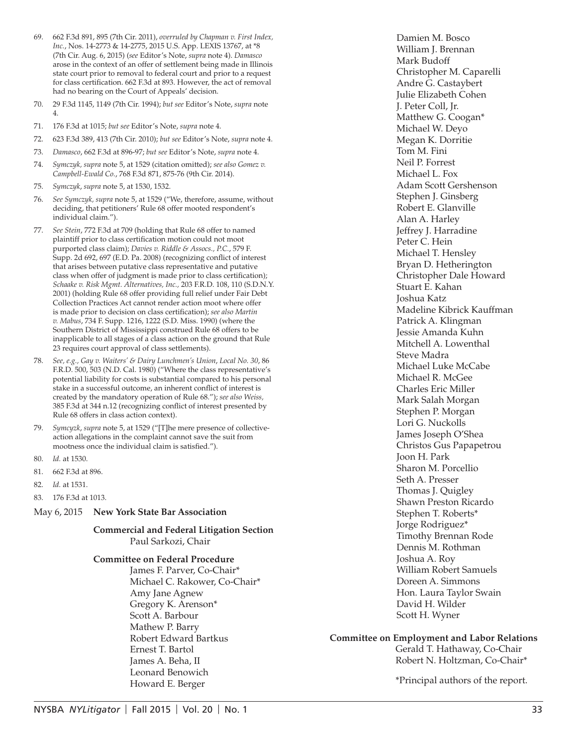69. 662 F.3d 891, 895 (7th Cir. 2011), *overruled by Chapman v. First Index, Inc.*, Nos. 14-2773 & 14-2775, 2015 U.S. App. LEXIS 13767, at *8 (7th Cir. Aug. 6, 2015) (*see* Editor's Note, *supra* note 4). *Damasco* arose in the context of an offer of settlement being made in Illinois state court prior to removal to federal court and prior to a request for class certification. 662 F.3d at 893. However, the act of removal had no bearing on the Court of Appeals' decision.

70. 29 F.3d 1145, 1149 (7th Cir. 1994); *but see* Editor's Note, *supra* note 4.

71. 176 F.3d at 1015; *but see* Editor's Note, *supra* note 4.

72. 623 F.3d 389, 413 (7th Cir. 2010); *but see* Editor's Note, *supra* note 4.

73. *Damasco*, 662 F.3d at 896-97; *but see* Editor's Note, *supra* note 4.

74. *Symczyk, supra* note 5, at 1529 (citation omitted); *see also Gomez v. Campbell-Ewald Co.*, 768 F.3d 871, 875-76 (9th Cir. 2014).

75. *Symczyk*, *supra* note 5, at 1530, 1532.

76. *See Symczyk, supra* note 5, at 1529 ("We, therefore, assume, without deciding, that petitioners' Rule 68 offer mooted respondent's individual claim.").

77. *See Stein*, 772 F.3d at 709 (holding that Rule 68 offer to named plaintiff prior to class certification motion could not moot purported class claim); *Davies v. Riddle & Assocs., P.C.*, 579 F. Supp. 2d 692, 697 (E.D. Pa. 2008) (recognizing conflict of interest that arises between putative class representative and putative class when offer of judgment is made prior to class certification); *Schaake v. Risk Mgmt. Alternatives, Inc.*, 203 F.R.D. 108, 110 (S.D.N.Y. 2001) (holding Rule 68 offer providing full relief under Fair Debt Collection Practices Act cannot render action moot where offer is made prior to decision on class certification); *see also Martin v. Mabus*, 734 F. Supp. 1216, 1222 (S.D. Miss. 1990) (where the Southern District of Mississippi construed Rule 68 offers to be inapplicable to all stages of a class action on the ground that Rule 23 requires court approval of class settlements).

78. *See, e.g., Gay v. Waiters' & Dairy Lunchmen's Union, Local No. 30*, 86 F.R.D. 500, 503 (N.D. Cal. 1980) ("Where the class representative's potential liability for costs is substantial compared to his personal stake in a successful outcome, an inherent conflict of interest is created by the mandatory operation of Rule 68."); *see also Weiss,* 385 F.3d at 344 n.12 (recognizing conflict of interest presented by Rule 68 offers in class action context).

79. *Symcyzk*, *supra* note 5, at 1529 ("[T]he mere presence of collective-action allegations in the complaint cannot save the suit from mootness once the individual claim is satisfied.").

80. *Id.* at 1530.

81. 662 F.3d at 896.

82. *Id.* at 1531.

83. 176 F.3d at 1013.

May 6, 2015 **New York State Bar Association**

**Commercial and Federal Litigation Section**
Paul Sarkozi, Chair

**Committee on Federal Procedure**
James F. Parver, Co-Chair*
Michael C. Rakower, Co-Chair*
Amy Jane Agnew
Gregory K. Arenson*
Scott A. Barbour
Mathew P. Barry
Robert Edward Bartkus
Ernest T. Bartol
James A. Beha, II
Leonard Benowich
Howard E. Berger
Damien M. Bosco
William J. Brennan
Mark Budoff
Christopher M. Caparelli
Andre G. Castaybert
Julie Elizabeth Cohen
J. Peter Coll, Jr.
Matthew G. Coogan*
Michael W. Deyo
Megan K. Dorritie
Tom M. Fini
Neil P. Forrest
Michael L. Fox
Adam Scott Gershenson
Stephen J. Ginsberg
Robert E. Glanville
Alan A. Harley
Jeffrey J. Harradine
Peter C. Hein
Michael T. Hensley
Bryan D. Hetherington
Christopher Dale Howard
Stuart E. Kahan
Joshua Katz
Madeline Kibrick Kauffman
Patrick A. Klingman
Jessie Amanda Kuhn
Mitchell A. Lowenthal
Steve Madra
Michael Luke McCabe
Michael R. McGee
Charles Eric Miller
Mark Salah Morgan
Stephen P. Morgan
Lori G. Nuckolls
James Joseph O'Shea
Christos Gus Papapetrou
Joon H. Park
Sharon M. Porcellio
Seth A. Presser
Thomas J. Quigley
Shawn Preston Ricardo
Stephen T. Roberts*
Jorge Rodriguez*
Timothy Brennan Rode
Dennis M. Rothman
Joshua A. Roy
William Robert Samuels
Doreen A. Simmons
Hon. Laura Taylor Swain
David H. Wilder
Scott H. Wyner

**Committee on Employment and Labor Relations**
Gerald T. Hathaway, Co-Chair
Robert N. Holtzman, Co-Chair*

*Principal authors of the report.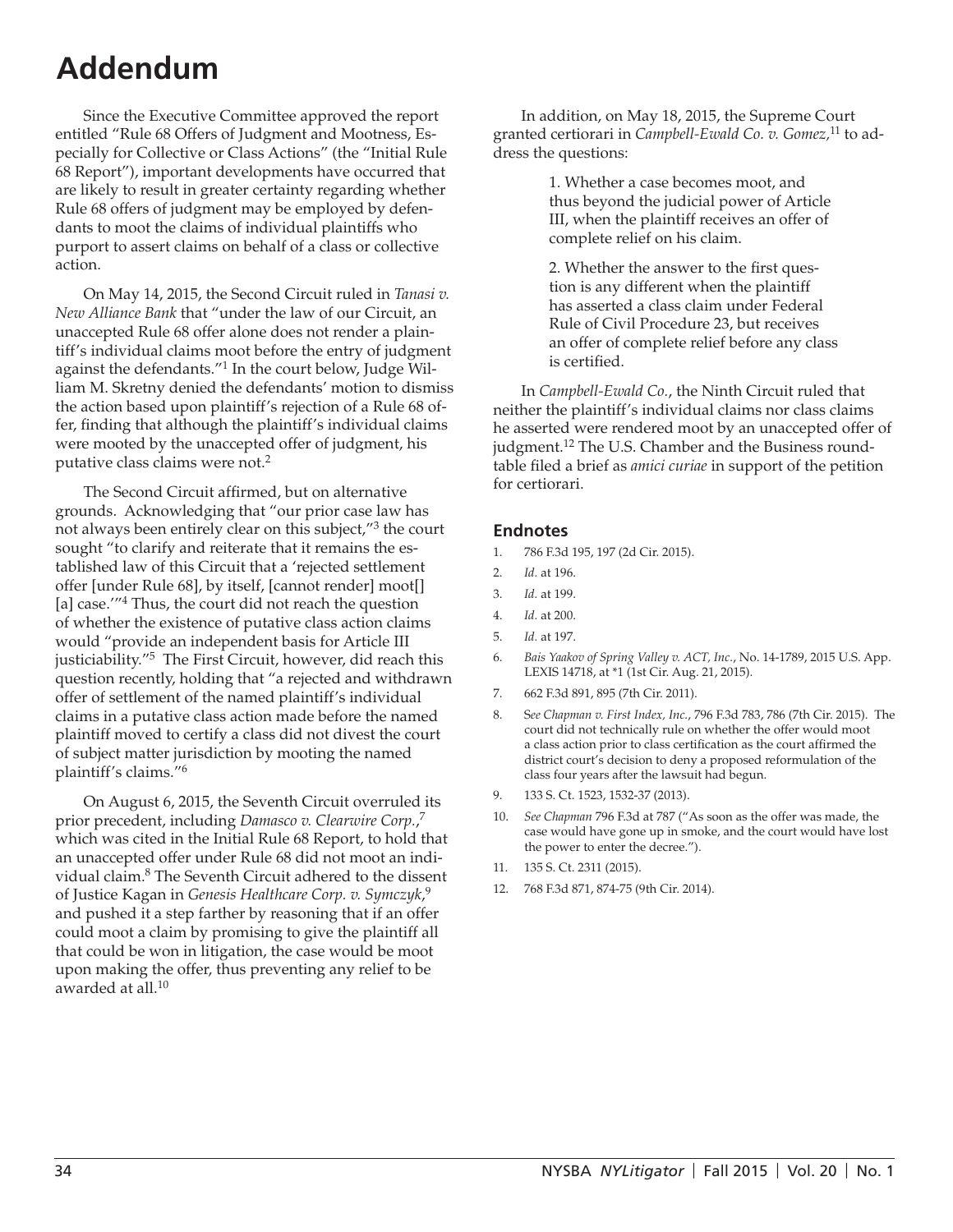# Addendum

Since the Executive Committee approved the report entitled "Rule 68 Offers of Judgment and Mootness, Especially for Collective or Class Actions" (the "Initial Rule 68 Report"), important developments have occurred that are likely to result in greater certainty regarding whether Rule 68 offers of judgment may be employed by defendants to moot the claims of individual plaintiffs who purport to assert claims on behalf of a class or collective action.

On May 14, 2015, the Second Circuit ruled in *Tanasi v. New Alliance Bank* that "under the law of our Circuit, an unaccepted Rule 68 offer alone does not render a plaintiff's individual claims moot before the entry of judgment against the defendants."[1] In the court below, Judge William M. Skretny denied the defendants' motion to dismiss the action based upon plaintiff's rejection of a Rule 68 offer, finding that although the plaintiff's individual claims were mooted by the unaccepted offer of judgment, his putative class claims were not.[2]

The Second Circuit affirmed, but on alternative grounds. Acknowledging that "our prior case law has not always been entirely clear on this subject,"[3] the court sought "to clarify and reiterate that it remains the established law of this Circuit that a 'rejected settlement offer [under Rule 68], by itself, [cannot render] moot[] [a] case.'"[4] Thus, the court did not reach the question of whether the existence of putative class action claims would "provide an independent basis for Article III justiciability."[5] The First Circuit, however, did reach this question recently, holding that "a rejected and withdrawn offer of settlement of the named plaintiff's individual claims in a putative class action made before the named plaintiff moved to certify a class did not divest the court of subject matter jurisdiction by mooting the named plaintiff's claims."[6]

On August 6, 2015, the Seventh Circuit overruled its prior precedent, including *Damasco v. Clearwire Corp.*,[7] which was cited in the Initial Rule 68 Report, to hold that an unaccepted offer under Rule 68 did not moot an individual claim.[8] The Seventh Circuit adhered to the dissent of Justice Kagan in *Genesis Healthcare Corp. v. Symczyk*,[9] and pushed it a step farther by reasoning that if an offer could moot a claim by promising to give the plaintiff all that could be won in litigation, the case would be moot upon making the offer, thus preventing any relief to be awarded at all.[10]

In addition, on May 18, 2015, the Supreme Court granted certiorari in *Campbell-Ewald Co. v. Gomez*,[11] to address the questions:

> 1. Whether a case becomes moot, and thus beyond the judicial power of Article III, when the plaintiff receives an offer of complete relief on his claim.
>
> 2. Whether the answer to the first question is any different when the plaintiff has asserted a class claim under Federal Rule of Civil Procedure 23, but receives an offer of complete relief before any class is certified.

In *Campbell-Ewald Co.*, the Ninth Circuit ruled that neither the plaintiff's individual claims nor class claims he asserted were rendered moot by an unaccepted offer of judgment.[12] The U.S. Chamber and the Business roundtable filed a brief as *amici curiae* in support of the petition for certiorari.

### Endnotes

1. 786 F.3d 195, 197 (2d Cir. 2015).
2. *Id.* at 196.
3. *Id.* at 199.
4. *Id.* at 200.
5. *Id.* at 197.
6. *Bais Yaakov of Spring Valley v. ACT, Inc.*, No. 14-1789, 2015 U.S. App. LEXIS 14718, at *1 (1st Cir. Aug. 21, 2015).
7. 662 F.3d 891, 895 (7th Cir. 2011).
8. *See Chapman v. First Index, Inc.*, 796 F.3d 783, 786 (7th Cir. 2015). The court did not technically rule on whether the offer would moot a class action prior to class certification as the court affirmed the district court's decision to deny a proposed reformulation of the class four years after the lawsuit had begun.
9. 133 S. Ct. 1523, 1532-37 (2013).
10. *See Chapman* 796 F.3d at 787 ("As soon as the offer was made, the case would have gone up in smoke, and the court would have lost the power to enter the decree.").
11. 135 S. Ct. 2311 (2015).
12. 768 F.3d 871, 874-75 (9th Cir. 2014).